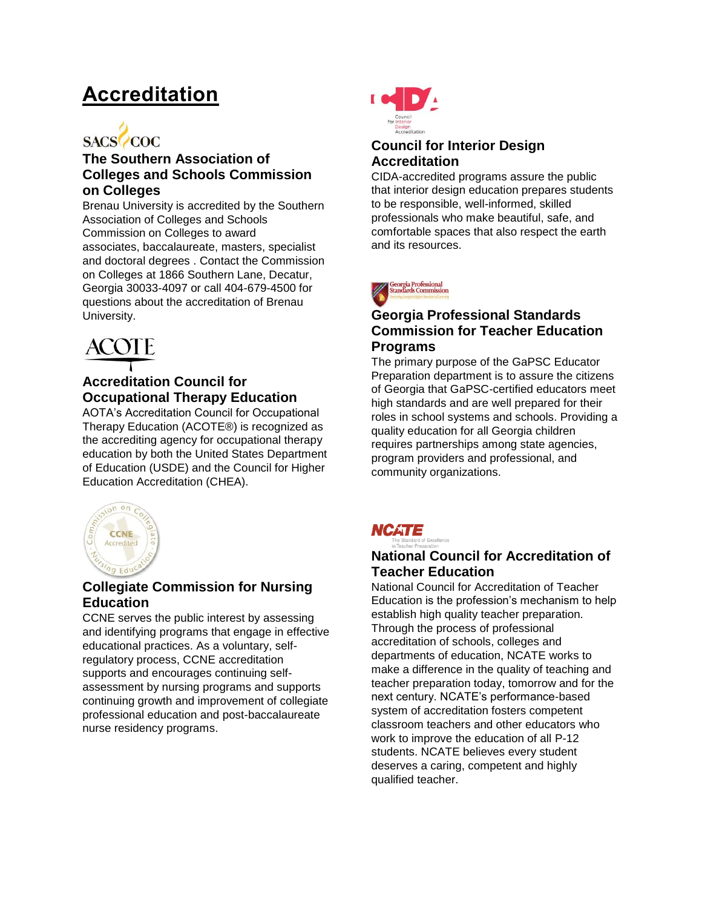# Accreditation

SACS COC

### The Southern Association of Colleges and Schools Commission on Colleges

Brenau University is accredited by the Southern Association of Colleges and Schools Commission on Colleges to award associates, baccalaureate, masters, specialist and doctoral degrees . Contact the Commission on Colleges at 1866 Southern Lane, Decatur, Georgia 30033-4097 or call 404-679-4500 for questions about the accreditation of Brenau University.

ACOTE

### Accreditation Council for Occupational Therapy Education

AOTA's Accreditation Council for Occupational Therapy Education (ACOTE®) is recognized as the accrediting agency for occupational therapy education by both the United States Department of Education (USDE) and the Council for Higher Education Accreditation (CHEA).

### Collegiate Commission for Nursing Education

CCNE serves the public interest by assessing and identifying programs that engage in effective educational practices. As a voluntary, self-regulatory process, CCNE accreditation supports and encourages continuing self-assessment by nursing programs and supports continuing growth and improvement of collegiate professional education and post-baccalaureate nurse residency programs.

### Council for Interior Design Accreditation

CIDA-accredited programs assure the public that interior design education prepares students to be responsible, well-informed, skilled professionals who make beautiful, safe, and comfortable spaces that also respect the earth and its resources.

### Georgia Professional Standards Commission for Teacher Education Programs

The primary purpose of the GaPSC Educator Preparation department is to assure the citizens of Georgia that GaPSC-certified educators meet high standards and are well prepared for their roles in school systems and schools. Providing a quality education for all Georgia children requires partnerships among state agencies, program providers and professional, and community organizations.

NCATE
The Standard of Excellence in Teacher Preparation

### National Council for Accreditation of Teacher Education

National Council for Accreditation of Teacher Education is the profession's mechanism to help establish high quality teacher preparation. Through the process of professional accreditation of schools, colleges and departments of education, NCATE works to make a difference in the quality of teaching and teacher preparation today, tomorrow and for the next century. NCATE's performance-based system of accreditation fosters competent classroom teachers and other educators who work to improve the education of all P-12 students. NCATE believes every student deserves a caring, competent and highly qualified teacher.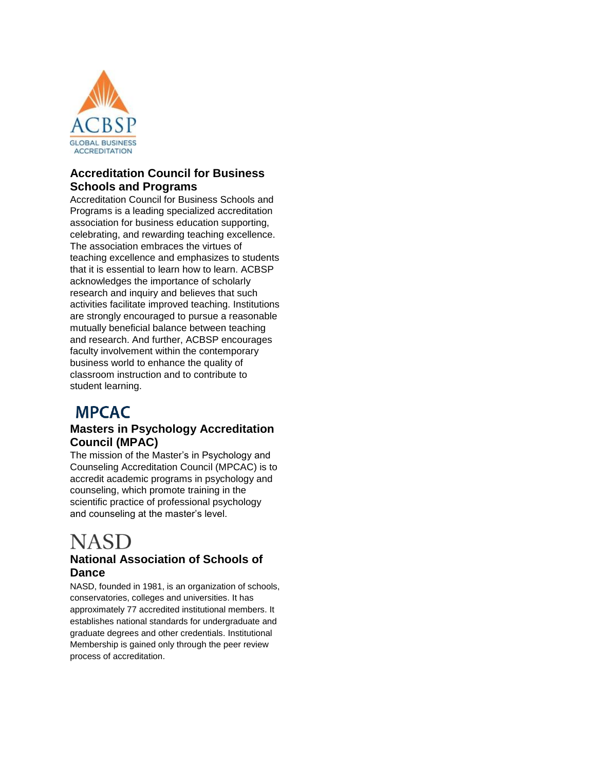ACBSP

GLOBAL BUSINESS ACCREDITATION

### Accreditation Council for Business Schools and Programs

Accreditation Council for Business Schools and Programs is a leading specialized accreditation association for business education supporting, celebrating, and rewarding teaching excellence. The association embraces the virtues of teaching excellence and emphasizes to students that it is essential to learn how to learn. ACBSP acknowledges the importance of scholarly research and inquiry and believes that such activities facilitate improved teaching. Institutions are strongly encouraged to pursue a reasonable mutually beneficial balance between teaching and research. And further, ACBSP encourages faculty involvement within the contemporary business world to enhance the quality of classroom instruction and to contribute to student learning.

MPCAC

### Masters in Psychology Accreditation Council (MPAC)

The mission of the Master's in Psychology and Counseling Accreditation Council (MPCAC) is to accredit academic programs in psychology and counseling, which promote training in the scientific practice of professional psychology and counseling at the master's level.

NASD

### National Association of Schools of Dance

NASD, founded in 1981, is an organization of schools, conservatories, colleges and universities. It has approximately 77 accredited institutional members. It establishes national standards for undergraduate and graduate degrees and other credentials. Institutional Membership is gained only through the peer review process of accreditation.